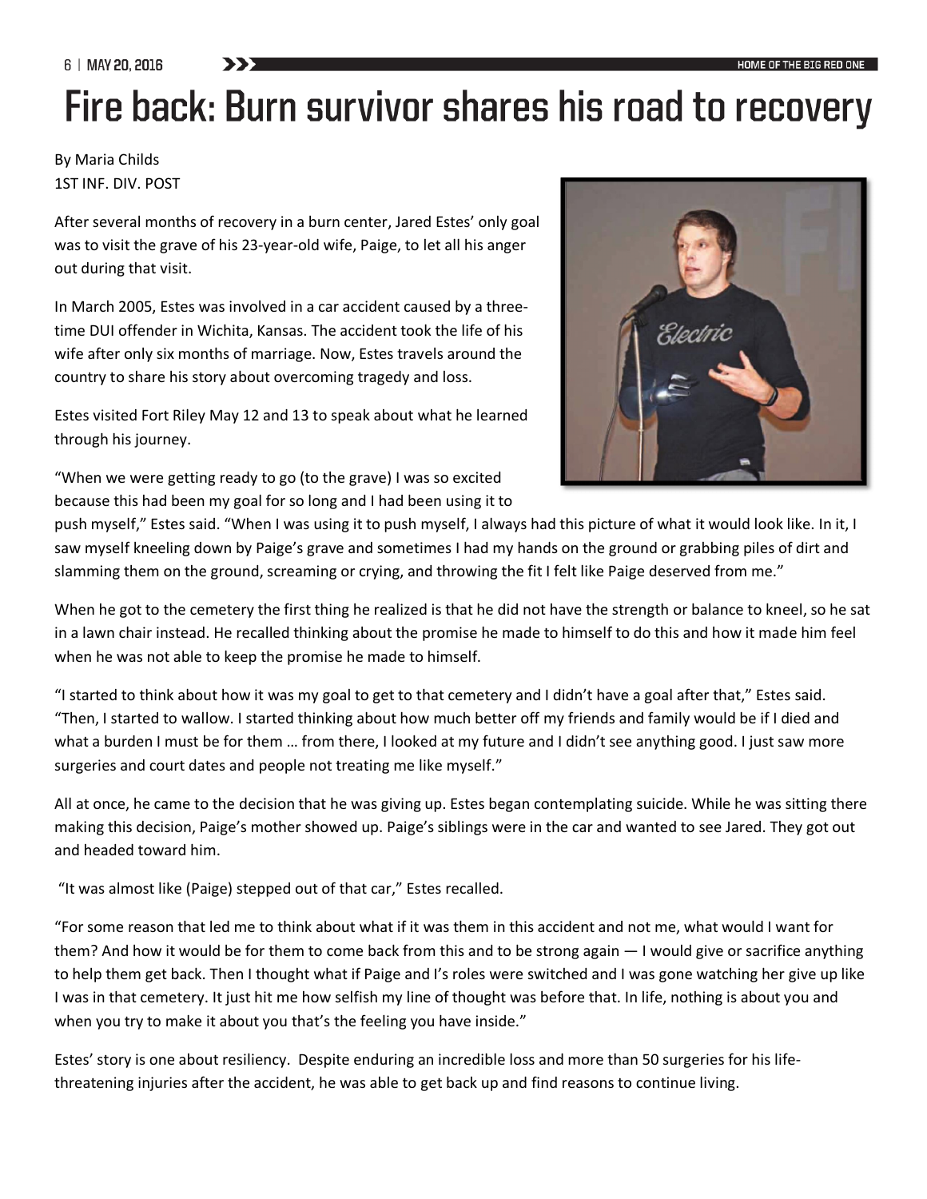# Fire back: Burn survivor shares his road to recovery

By Maria Childs
1ST INF. DIV. POST

After several months of recovery in a burn center, Jared Estes' only goal was to visit the grave of his 23-year-old wife, Paige, to let all his anger out during that visit.

In March 2005, Estes was involved in a car accident caused by a three-time DUI offender in Wichita, Kansas. The accident took the life of his wife after only six months of marriage. Now, Estes travels around the country to share his story about overcoming tragedy and loss.

Estes visited Fort Riley May 12 and 13 to speak about what he learned through his journey.

"When we were getting ready to go (to the grave) I was so excited because this had been my goal for so long and I had been using it to push myself," Estes said. "When I was using it to push myself, I always had this picture of what it would look like. In it, I saw myself kneeling down by Paige's grave and sometimes I had my hands on the ground or grabbing piles of dirt and slamming them on the ground, screaming or crying, and throwing the fit I felt like Paige deserved from me."

When he got to the cemetery the first thing he realized is that he did not have the strength or balance to kneel, so he sat in a lawn chair instead. He recalled thinking about the promise he made to himself to do this and how it made him feel when he was not able to keep the promise he made to himself.

"I started to think about how it was my goal to get to that cemetery and I didn't have a goal after that," Estes said. "Then, I started to wallow. I started thinking about how much better off my friends and family would be if I died and what a burden I must be for them … from there, I looked at my future and I didn't see anything good. I just saw more surgeries and court dates and people not treating me like myself."

All at once, he came to the decision that he was giving up. Estes began contemplating suicide. While he was sitting there making this decision, Paige's mother showed up. Paige's siblings were in the car and wanted to see Jared. They got out and headed toward him.

"It was almost like (Paige) stepped out of that car," Estes recalled.

"For some reason that led me to think about what if it was them in this accident and not me, what would I want for them? And how it would be for them to come back from this and to be strong again — I would give or sacrifice anything to help them get back. Then I thought what if Paige and I's roles were switched and I was gone watching her give up like I was in that cemetery. It just hit me how selfish my line of thought was before that. In life, nothing is about you and when you try to make it about you that's the feeling you have inside."

Estes' story is one about resiliency. Despite enduring an incredible loss and more than 50 surgeries for his life-threatening injuries after the accident, he was able to get back up and find reasons to continue living.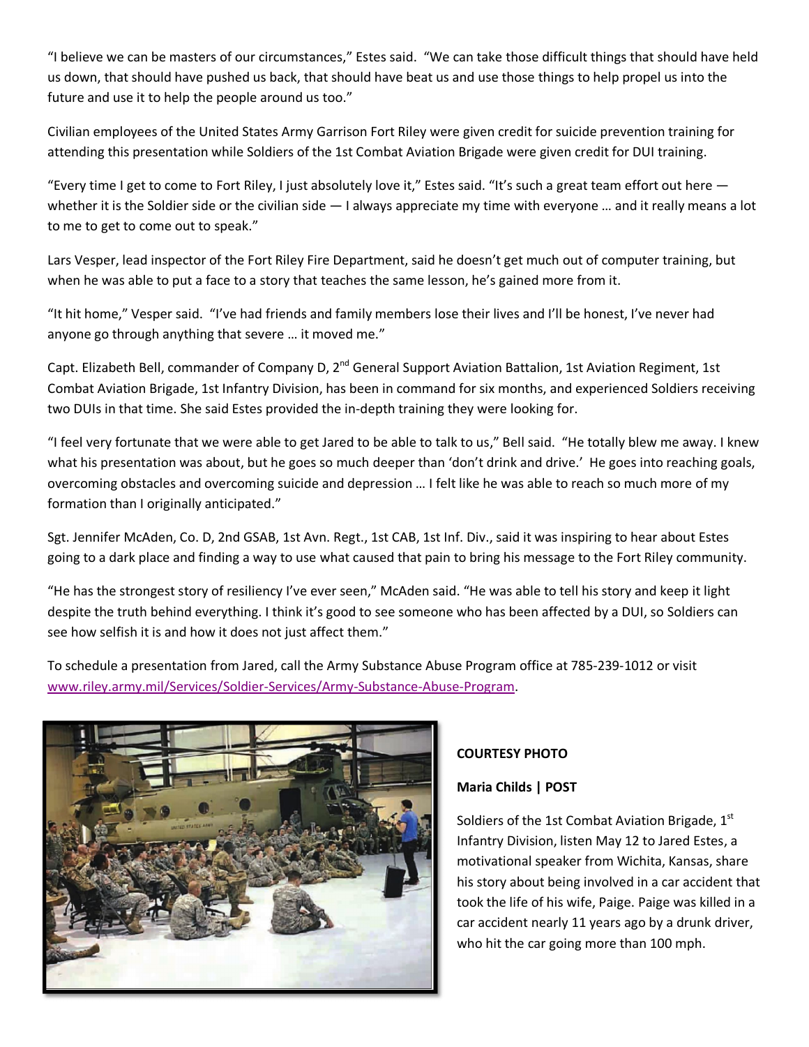"I believe we can be masters of our circumstances," Estes said. "We can take those difficult things that should have held us down, that should have pushed us back, that should have beat us and use those things to help propel us into the future and use it to help the people around us too."

Civilian employees of the United States Army Garrison Fort Riley were given credit for suicide prevention training for attending this presentation while Soldiers of the 1st Combat Aviation Brigade were given credit for DUI training.

"Every time I get to come to Fort Riley, I just absolutely love it," Estes said. "It's such a great team effort out here — whether it is the Soldier side or the civilian side — I always appreciate my time with everyone … and it really means a lot to me to get to come out to speak."

Lars Vesper, lead inspector of the Fort Riley Fire Department, said he doesn't get much out of computer training, but when he was able to put a face to a story that teaches the same lesson, he's gained more from it.

"It hit home," Vesper said. "I've had friends and family members lose their lives and I'll be honest, I've never had anyone go through anything that severe … it moved me."

Capt. Elizabeth Bell, commander of Company D, 2nd General Support Aviation Battalion, 1st Aviation Regiment, 1st Combat Aviation Brigade, 1st Infantry Division, has been in command for six months, and experienced Soldiers receiving two DUIs in that time. She said Estes provided the in-depth training they were looking for.

"I feel very fortunate that we were able to get Jared to be able to talk to us," Bell said. "He totally blew me away. I knew what his presentation was about, but he goes so much deeper than 'don't drink and drive.' He goes into reaching goals, overcoming obstacles and overcoming suicide and depression … I felt like he was able to reach so much more of my formation than I originally anticipated."

Sgt. Jennifer McAden, Co. D, 2nd GSAB, 1st Avn. Regt., 1st CAB, 1st Inf. Div., said it was inspiring to hear about Estes going to a dark place and finding a way to use what caused that pain to bring his message to the Fort Riley community.

"He has the strongest story of resiliency I've ever seen," McAden said. "He was able to tell his story and keep it light despite the truth behind everything. I think it's good to see someone who has been affected by a DUI, so Soldiers can see how selfish it is and how it does not just affect them."

To schedule a presentation from Jared, call the Army Substance Abuse Program office at 785-239-1012 or visit www.riley.army.mil/Services/Soldier-Services/Army-Substance-Abuse-Program.

**COURTESY PHOTO**

**Maria Childs | POST**

Soldiers of the 1st Combat Aviation Brigade, 1st Infantry Division, listen May 12 to Jared Estes, a motivational speaker from Wichita, Kansas, share his story about being involved in a car accident that took the life of his wife, Paige. Paige was killed in a car accident nearly 11 years ago by a drunk driver, who hit the car going more than 100 mph.